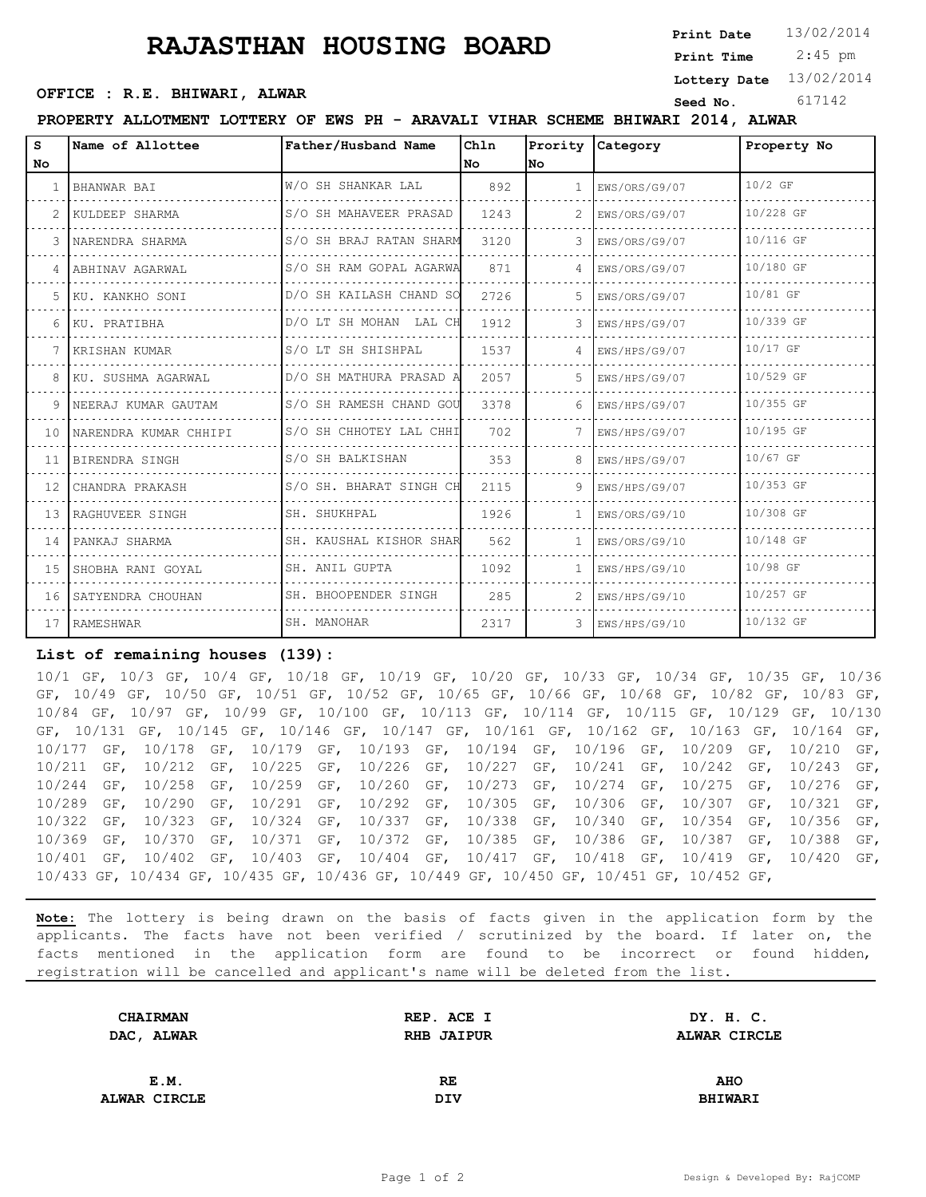# RAJASTHAN HOUSING BOARD

**OFFICE : R.E. BHIWARI, ALWAR**

**Print Date** 13/02/2014
**Print Time** 2:45 pm
**Lottery Date** 13/02/2014
**Seed No.** 617142

**PROPERTY ALLOTMENT LOTTERY OF EWS PH - ARAVALI VIHAR SCHEME BHIWARI 2014, ALWAR**

| S No | Name of Allottee | Father/Husband Name | Chln No | Prority No | Category | Property No |
|---|---|---|---|---|---|---|
| 1 | BHANWAR BAI | W/O SH SHANKAR LAL | 892 | 1 | EWS/ORS/G9/07 | 10/2 GF |
| 2 | KULDEEP SHARMA | S/O SH MAHAVEER PRASAD | 1243 | 2 | EWS/ORS/G9/07 | 10/228 GF |
| 3 | NARENDRA SHARMA | S/O SH BRAJ RATAN SHARM | 3120 | 3 | EWS/ORS/G9/07 | 10/116 GF |
| 4 | ABHINAV AGARWAL | S/O SH RAM GOPAL AGARWA | 871 | 4 | EWS/ORS/G9/07 | 10/180 GF |
| 5 | KU. KANKHO SONI | D/O SH KAILASH CHAND SO | 2726 | 5 | EWS/ORS/G9/07 | 10/81 GF |
| 6 | KU. PRATIBHA | D/O LT SH MOHAN LAL CH | 1912 | 3 | EWS/HPS/G9/07 | 10/339 GF |
| 7 | KRISHAN KUMAR | S/O LT SH SHISHPAL | 1537 | 4 | EWS/HPS/G9/07 | 10/17 GF |
| 8 | KU. SUSHMA AGARWAL | D/O SH MATHURA PRASAD A | 2057 | 5 | EWS/HPS/G9/07 | 10/529 GF |
| 9 | NEERAJ KUMAR GAUTAM | S/O SH RAMESH CHAND GOU | 3378 | 6 | EWS/HPS/G9/07 | 10/355 GF |
| 10 | NARENDRA KUMAR CHHIPI | S/O SH CHHOTEY LAL CHHI | 702 | 7 | EWS/HPS/G9/07 | 10/195 GF |
| 11 | BIRENDRA SINGH | S/O SH BALKISHAN | 353 | 8 | EWS/HPS/G9/07 | 10/67 GF |
| 12 | CHANDRA PRAKASH | S/O SH. BHARAT SINGH CH | 2115 | 9 | EWS/HPS/G9/07 | 10/353 GF |
| 13 | RAGHUVEER SINGH | SH. SHUKHPAL | 1926 | 1 | EWS/ORS/G9/10 | 10/308 GF |
| 14 | PANKAJ SHARMA | SH. KAUSHAL KISHOR SHAR | 562 | 1 | EWS/ORS/G9/10 | 10/148 GF |
| 15 | SHOBHA RANI GOYAL | SH. ANIL GUPTA | 1092 | 1 | EWS/HPS/G9/10 | 10/98 GF |
| 16 | SATYENDRA CHOUHAN | SH. BHOOPENDER SINGH | 285 | 2 | EWS/HPS/G9/10 | 10/257 GF |
| 17 | RAMESHWAR | SH. MANOHAR | 2317 | 3 | EWS/HPS/G9/10 | 10/132 GF |

**List of remaining houses (139):**

10/1 GF, 10/3 GF, 10/4 GF, 10/18 GF, 10/19 GF, 10/20 GF, 10/33 GF, 10/34 GF, 10/35 GF, 10/36 GF, 10/49 GF, 10/50 GF, 10/51 GF, 10/52 GF, 10/65 GF, 10/66 GF, 10/68 GF, 10/82 GF, 10/83 GF, 10/84 GF, 10/97 GF, 10/99 GF, 10/100 GF, 10/113 GF, 10/114 GF, 10/115 GF, 10/129 GF, 10/130 GF, 10/131 GF, 10/145 GF, 10/146 GF, 10/147 GF, 10/161 GF, 10/162 GF, 10/163 GF, 10/164 GF, 10/177 GF, 10/178 GF, 10/179 GF, 10/193 GF, 10/194 GF, 10/196 GF, 10/209 GF, 10/210 GF, 10/211 GF, 10/212 GF, 10/225 GF, 10/226 GF, 10/227 GF, 10/241 GF, 10/242 GF, 10/243 GF, 10/244 GF, 10/258 GF, 10/259 GF, 10/260 GF, 10/273 GF, 10/274 GF, 10/275 GF, 10/276 GF, 10/289 GF, 10/290 GF, 10/291 GF, 10/292 GF, 10/305 GF, 10/306 GF, 10/307 GF, 10/321 GF, 10/322 GF, 10/323 GF, 10/324 GF, 10/337 GF, 10/338 GF, 10/340 GF, 10/354 GF, 10/356 GF, 10/369 GF, 10/370 GF, 10/371 GF, 10/372 GF, 10/385 GF, 10/386 GF, 10/387 GF, 10/388 GF, 10/401 GF, 10/402 GF, 10/403 GF, 10/404 GF, 10/417 GF, 10/418 GF, 10/419 GF, 10/420 GF, 10/433 GF, 10/434 GF, 10/435 GF, 10/436 GF, 10/449 GF, 10/450 GF, 10/451 GF, 10/452 GF,

**Note:** The lottery is being drawn on the basis of facts given in the application form by the applicants. The facts have not been verified / scrutinized by the board. If later on, the facts mentioned in the application form are found to be incorrect or found hidden, registration will be cancelled and applicant's name will be deleted from the list.

| | | |
|---|---|---|
| **CHAIRMAN**<br>**DAC, ALWAR** | **REP. ACE I**<br>**RHB JAIPUR** | **DY. H. C.**<br>**ALWAR CIRCLE** |
| **E.M.**<br>**ALWAR CIRCLE** | **RE**<br>**DIV** | **AHO**<br>**BHIWARI** |

Design & Developed By: RajCOMP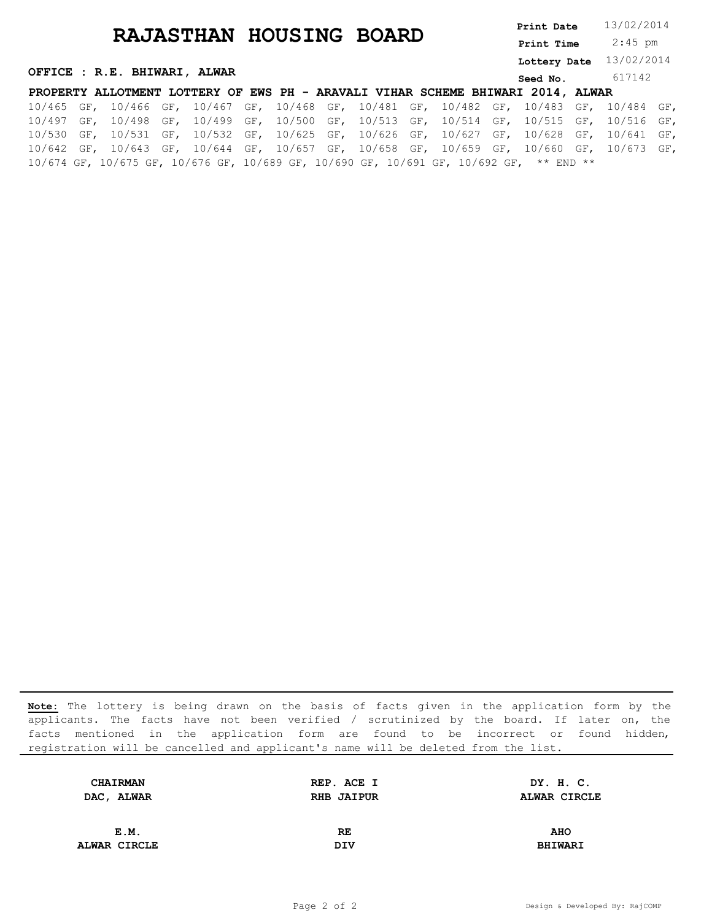# RAJASTHAN HOUSING BOARD

**Print Date** 13/02/2014
**Print Time** 2:45 pm
**Lottery Date** 13/02/2014
**Seed No.** 617142

**OFFICE : R.E. BHIWARI, ALWAR**

**PROPERTY ALLOTMENT LOTTERY OF EWS PH - ARAVALI VIHAR SCHEME BHIWARI 2014, ALWAR**

10/465 GF, 10/466 GF, 10/467 GF, 10/468 GF, 10/481 GF, 10/482 GF, 10/483 GF, 10/484 GF, 10/497 GF, 10/498 GF, 10/499 GF, 10/500 GF, 10/513 GF, 10/514 GF, 10/515 GF, 10/516 GF, 10/530 GF, 10/531 GF, 10/532 GF, 10/625 GF, 10/626 GF, 10/627 GF, 10/628 GF, 10/641 GF, 10/642 GF, 10/643 GF, 10/644 GF, 10/657 GF, 10/658 GF, 10/659 GF, 10/660 GF, 10/673 GF, 10/674 GF, 10/675 GF, 10/676 GF, 10/689 GF, 10/690 GF, 10/691 GF, 10/692 GF, ** END **

**Note:** The lottery is being drawn on the basis of facts given in the application form by the applicants. The facts have not been verified / scrutinized by the board. If later on, the facts mentioned in the application form are found to be incorrect or found hidden, registration will be cancelled and applicant's name will be deleted from the list.

| | | |
|---|---|---|
| **CHAIRMAN**<br>**DAC, ALWAR** | **REP. ACE I**<br>**RHB JAIPUR** | **DY. H. C.**<br>**ALWAR CIRCLE** |
| **E.M.**<br>**ALWAR CIRCLE** | **RE**<br>**DIV** | **AHO**<br>**BHIWARI** |

Design & Developed By: RajCOMP